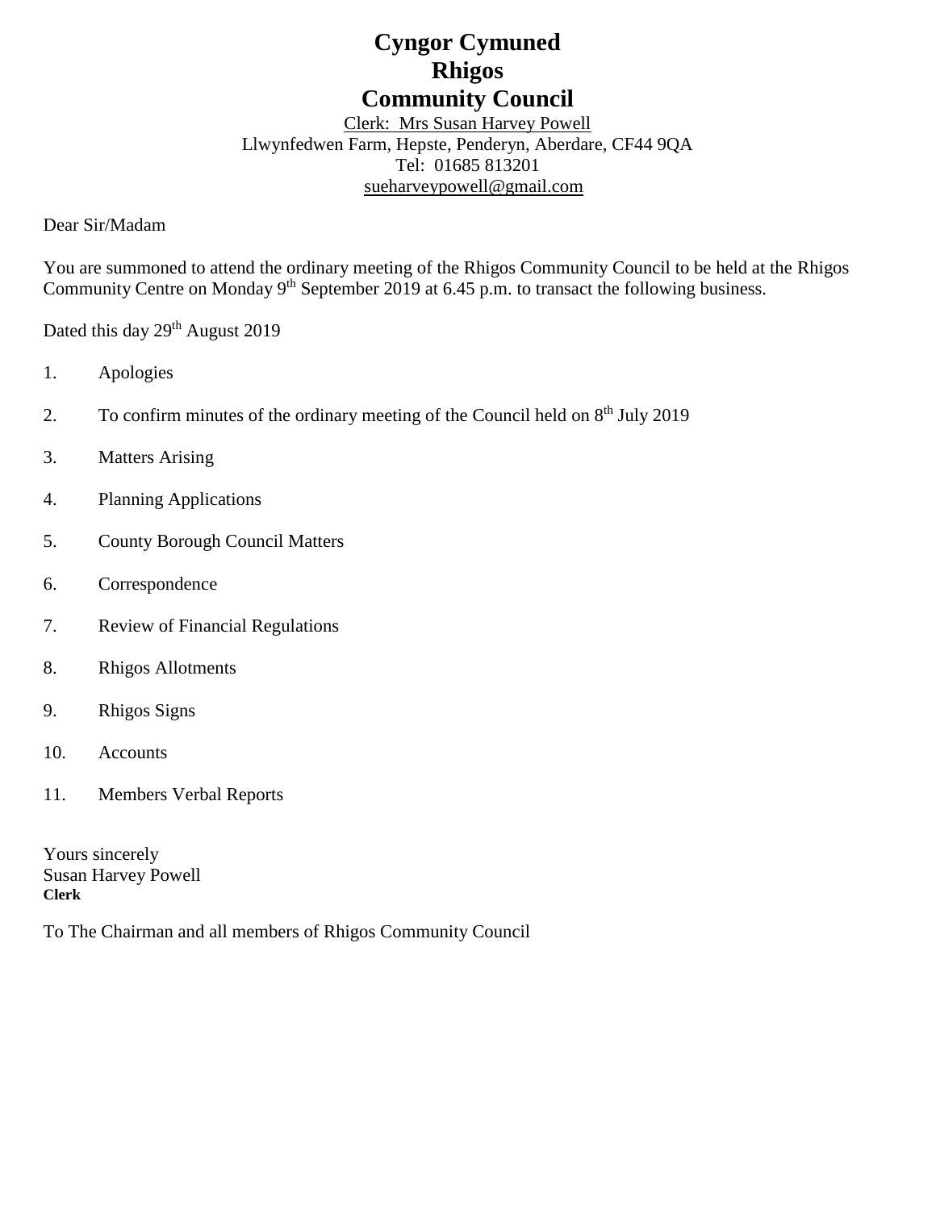# Cyngor Cymuned
# Rhigos
# Community Council

Clerk: Mrs Susan Harvey Powell
Llwynfedwen Farm, Hepste, Penderyn, Aberdare, CF44 9QA
Tel: 01685 813201
sueharveypowell@gmail.com

Dear Sir/Madam

You are summoned to attend the ordinary meeting of the Rhigos Community Council to be held at the Rhigos Community Centre on Monday 9th September 2019 at 6.45 p.m. to transact the following business.

Dated this day 29th August 2019

1. Apologies
2. To confirm minutes of the ordinary meeting of the Council held on 8th July 2019
3. Matters Arising
4. Planning Applications
5. County Borough Council Matters
6. Correspondence
7. Review of Financial Regulations
8. Rhigos Allotments
9. Rhigos Signs
10. Accounts
11. Members Verbal Reports

Yours sincerely
Susan Harvey Powell
**Clerk**

To The Chairman and all members of Rhigos Community Council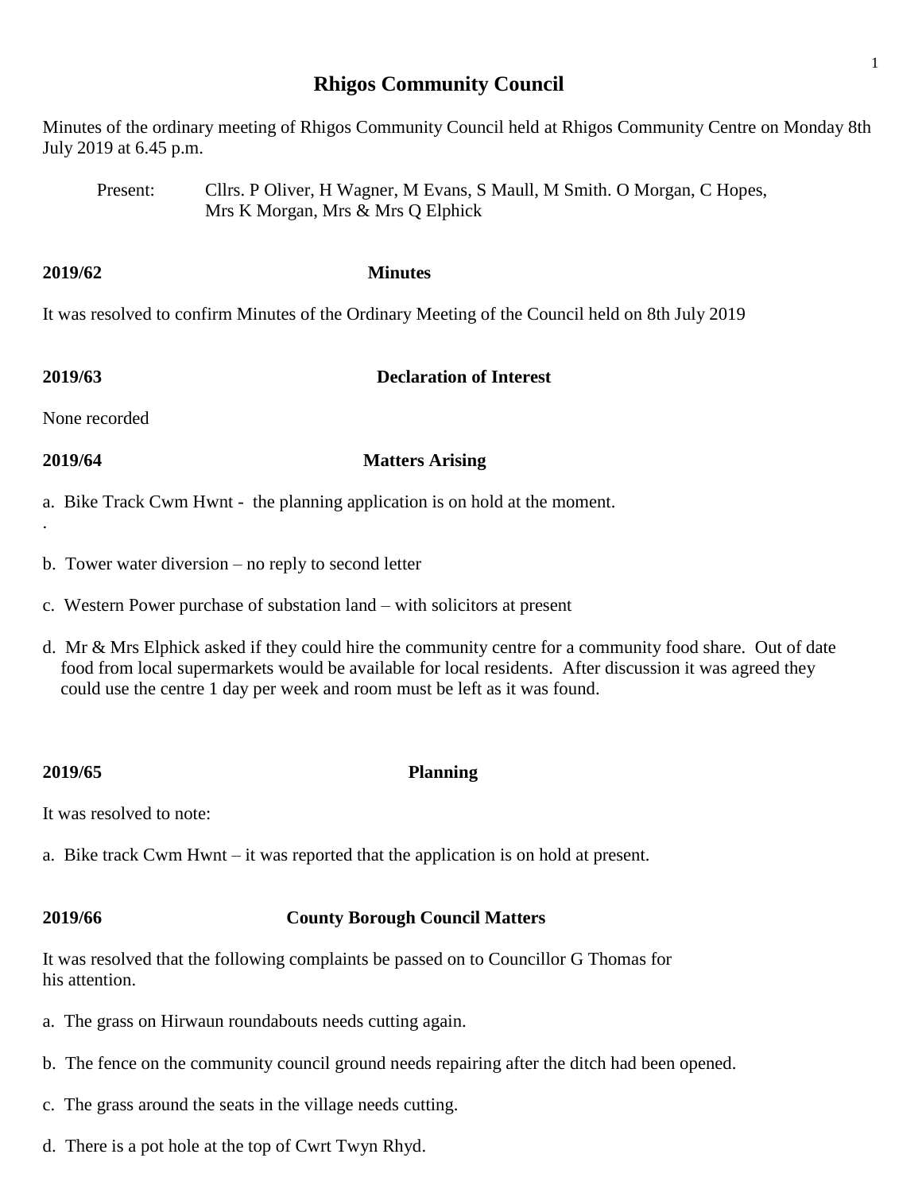# Rhigos Community Council

Minutes of the ordinary meeting of Rhigos Community Council held at Rhigos Community Centre on Monday 8th July 2019 at 6.45 p.m.

Present: Cllrs. P Oliver, H Wagner, M Evans, S Maull, M Smith. O Morgan, C Hopes, Mrs K Morgan, Mrs & Mrs Q Elphick

**2019/62 Minutes**

It was resolved to confirm Minutes of the Ordinary Meeting of the Council held on 8th July 2019

**2019/63 Declaration of Interest**

None recorded

**2019/64 Matters Arising**

a. Bike Track Cwm Hwnt - the planning application is on hold at the moment.

.

b. Tower water diversion – no reply to second letter

c. Western Power purchase of substation land – with solicitors at present

d. Mr & Mrs Elphick asked if they could hire the community centre for a community food share. Out of date food from local supermarkets would be available for local residents. After discussion it was agreed they could use the centre 1 day per week and room must be left as it was found.

**2019/65 Planning**

It was resolved to note:

a. Bike track Cwm Hwnt – it was reported that the application is on hold at present.

**2019/66 County Borough Council Matters**

It was resolved that the following complaints be passed on to Councillor G Thomas for his attention.

a. The grass on Hirwaun roundabouts needs cutting again.

b. The fence on the community council ground needs repairing after the ditch had been opened.

c. The grass around the seats in the village needs cutting.

d. There is a pot hole at the top of Cwrt Twyn Rhyd.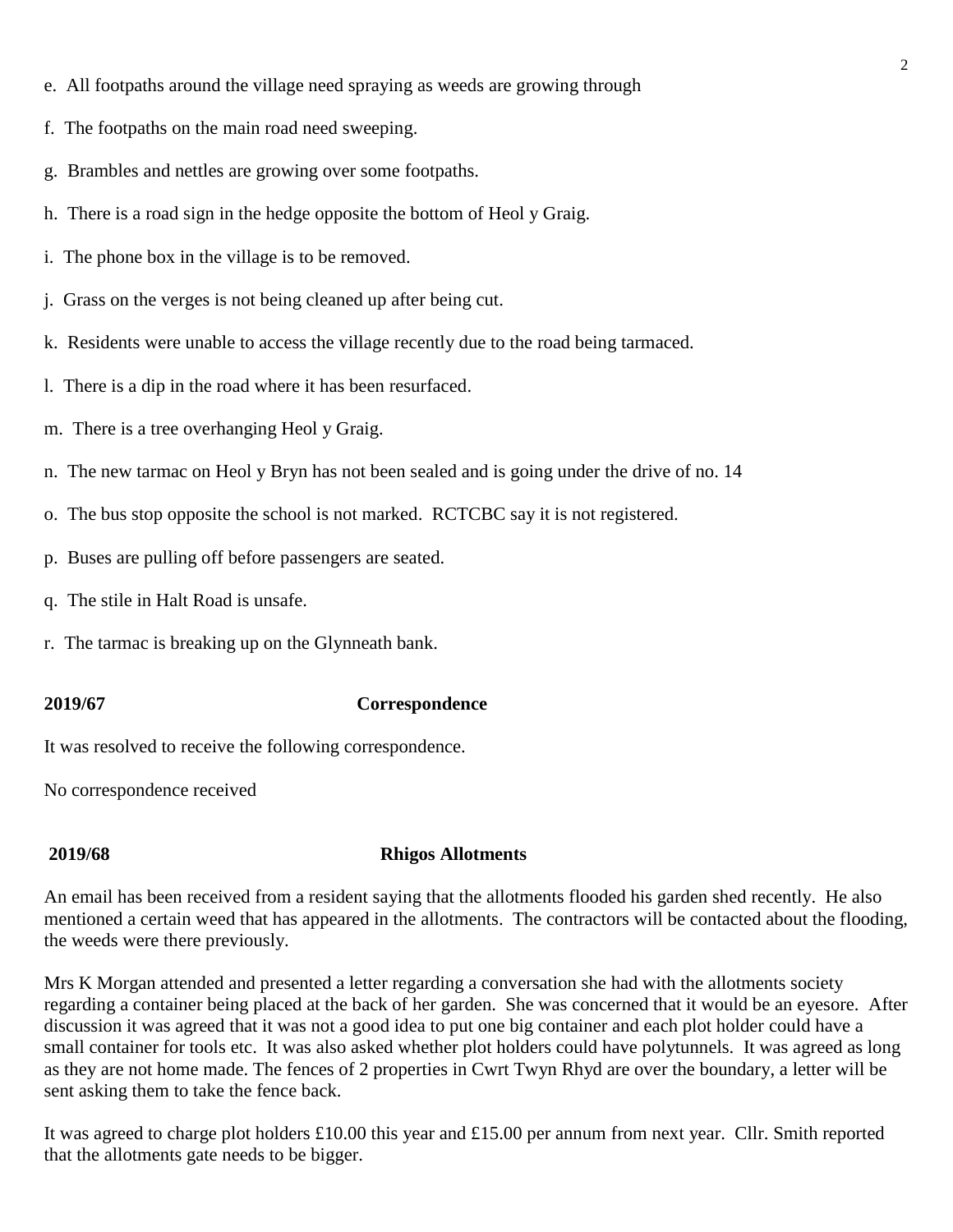e. All footpaths around the village need spraying as weeds are growing through

f. The footpaths on the main road need sweeping.

g. Brambles and nettles are growing over some footpaths.

h. There is a road sign in the hedge opposite the bottom of Heol y Graig.

i. The phone box in the village is to be removed.

j. Grass on the verges is not being cleaned up after being cut.

k. Residents were unable to access the village recently due to the road being tarmaced.

l. There is a dip in the road where it has been resurfaced.

m. There is a tree overhanging Heol y Graig.

n. The new tarmac on Heol y Bryn has not been sealed and is going under the drive of no. 14

o. The bus stop opposite the school is not marked. RCTCBC say it is not registered.

p. Buses are pulling off before passengers are seated.

q. The stile in Halt Road is unsafe.

r. The tarmac is breaking up on the Glynneath bank.

**2019/67 Correspondence**

It was resolved to receive the following correspondence.

No correspondence received

**2019/68 Rhigos Allotments**

An email has been received from a resident saying that the allotments flooded his garden shed recently. He also mentioned a certain weed that has appeared in the allotments. The contractors will be contacted about the flooding, the weeds were there previously.

Mrs K Morgan attended and presented a letter regarding a conversation she had with the allotments society regarding a container being placed at the back of her garden. She was concerned that it would be an eyesore. After discussion it was agreed that it was not a good idea to put one big container and each plot holder could have a small container for tools etc. It was also asked whether plot holders could have polytunnels. It was agreed as long as they are not home made. The fences of 2 properties in Cwrt Twyn Rhyd are over the boundary, a letter will be sent asking them to take the fence back.

It was agreed to charge plot holders £10.00 this year and £15.00 per annum from next year. Cllr. Smith reported that the allotments gate needs to be bigger.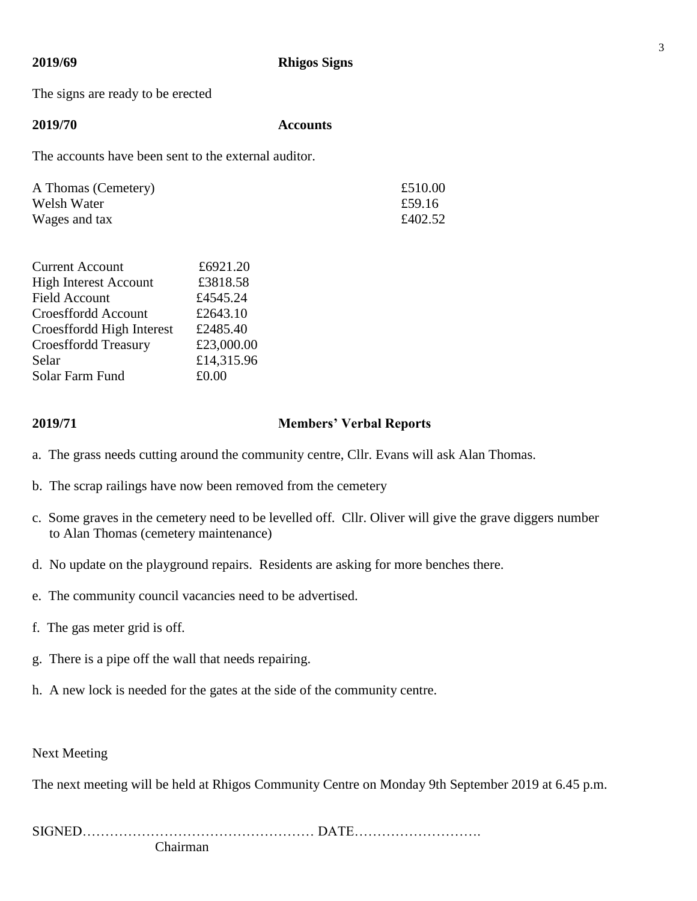**2019/69 Rhigos Signs**

The signs are ready to be erected

**2019/70 Accounts**

The accounts have been sent to the external auditor.

| | |
|---|---|
| A Thomas (Cemetery) | £510.00 |
| Welsh Water | £59.16 |
| Wages and tax | £402.52 |

| | |
|---|---|
| Current Account | £6921.20 |
| High Interest Account | £3818.58 |
| Field Account | £4545.24 |
| Croesffordd Account | £2643.10 |
| Croesffordd High Interest | £2485.40 |
| Croesffordd Treasury | £23,000.00 |
| Selar | £14,315.96 |
| Solar Farm Fund | £0.00 |

**2019/71 Members' Verbal Reports**

a. The grass needs cutting around the community centre, Cllr. Evans will ask Alan Thomas.

b. The scrap railings have now been removed from the cemetery

c. Some graves in the cemetery need to be levelled off. Cllr. Oliver will give the grave diggers number to Alan Thomas (cemetery maintenance)

d. No update on the playground repairs. Residents are asking for more benches there.

e. The community council vacancies need to be advertised.

f. The gas meter grid is off.

g. There is a pipe off the wall that needs repairing.

h. A new lock is needed for the gates at the side of the community centre.

Next Meeting

The next meeting will be held at Rhigos Community Centre on Monday 9th September 2019 at 6.45 p.m.

SIGNED…………………………………………… DATE……………………….

Chairman